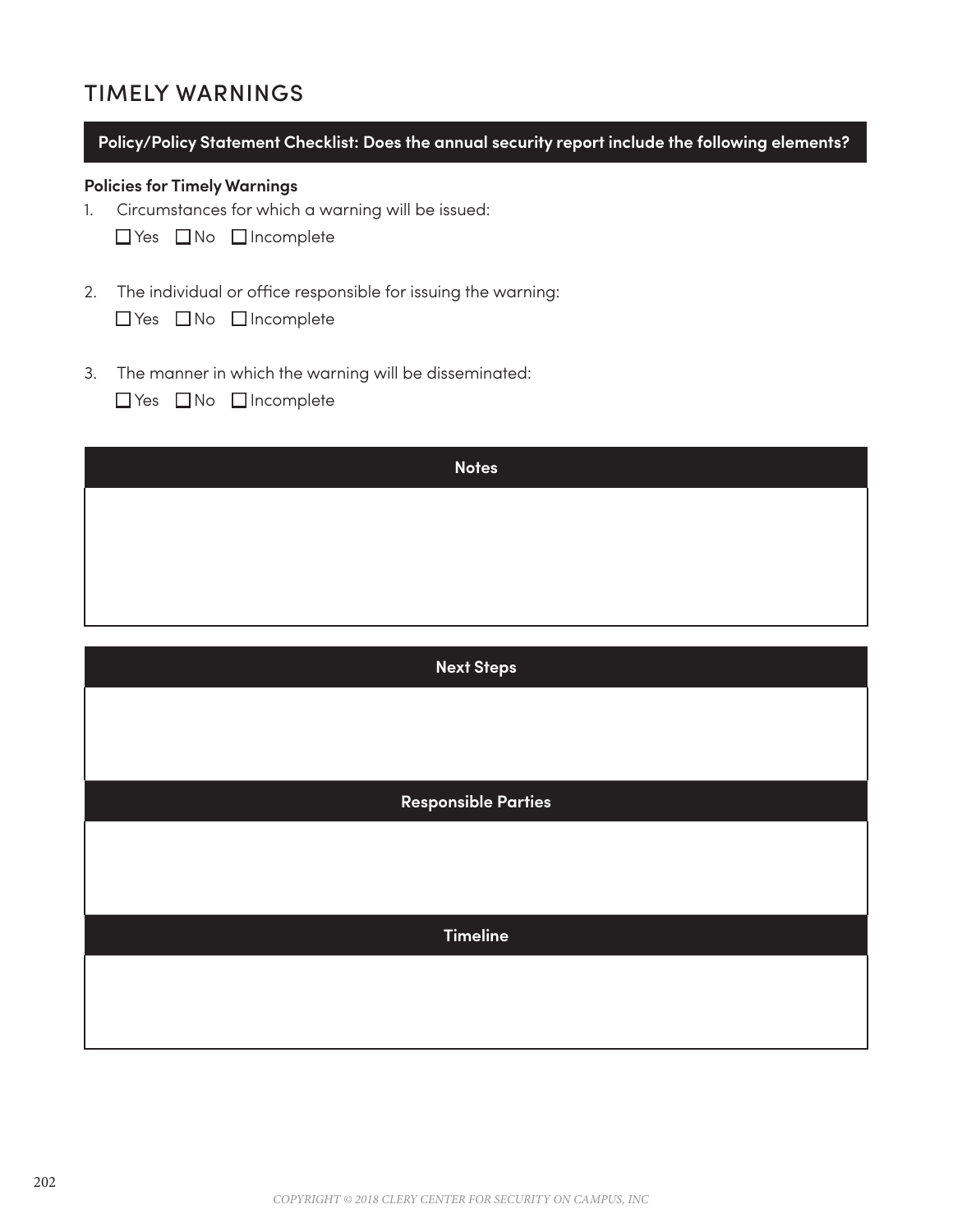# TIMELY WARNINGS

**Policy/Policy Statement Checklist: Does the annual security report include the following elements?**

**Policies for Timely Warnings**

1. Circumstances for which a warning will be issued:

   ☐ Yes ☐ No ☐ Incomplete

2. The individual or office responsible for issuing the warning:

   ☐ Yes ☐ No ☐ Incomplete

3. The manner in which the warning will be disseminated:

   ☐ Yes ☐ No ☐ Incomplete

| Notes |
| --- |
| |

| Next Steps |
| --- |
| |
| **Responsible Parties** |
| |
| **Timeline** |
| |

*COPYRIGHT © 2018 CLERY CENTER FOR SECURITY ON CAMPUS, INC*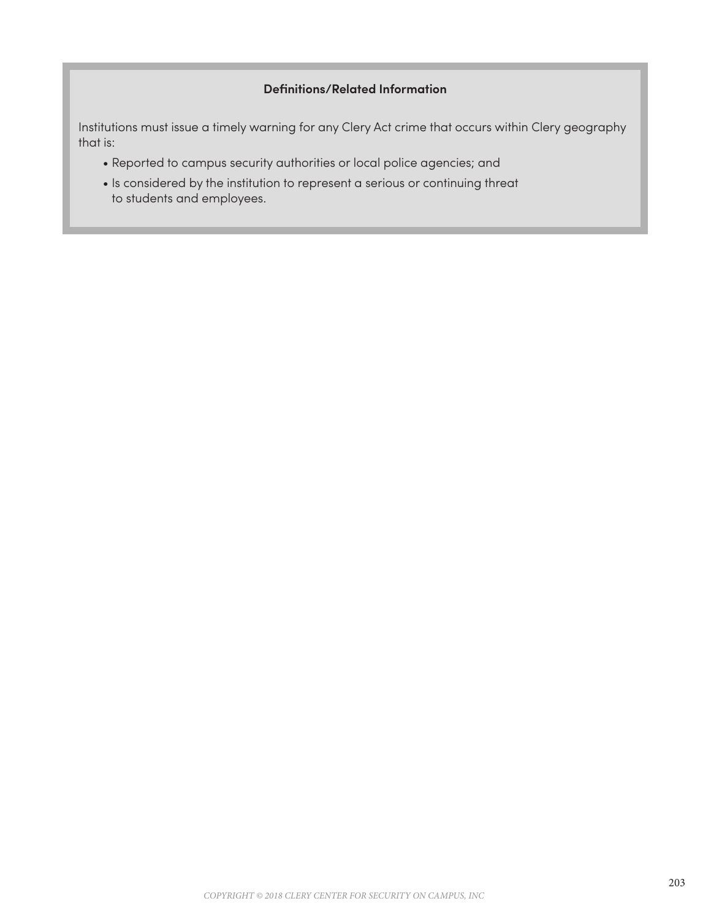**Definitions/Related Information**

Institutions must issue a timely warning for any Clery Act crime that occurs within Clery geography that is:

- Reported to campus security authorities or local police agencies; and
- Is considered by the institution to represent a serious or continuing threat to students and employees.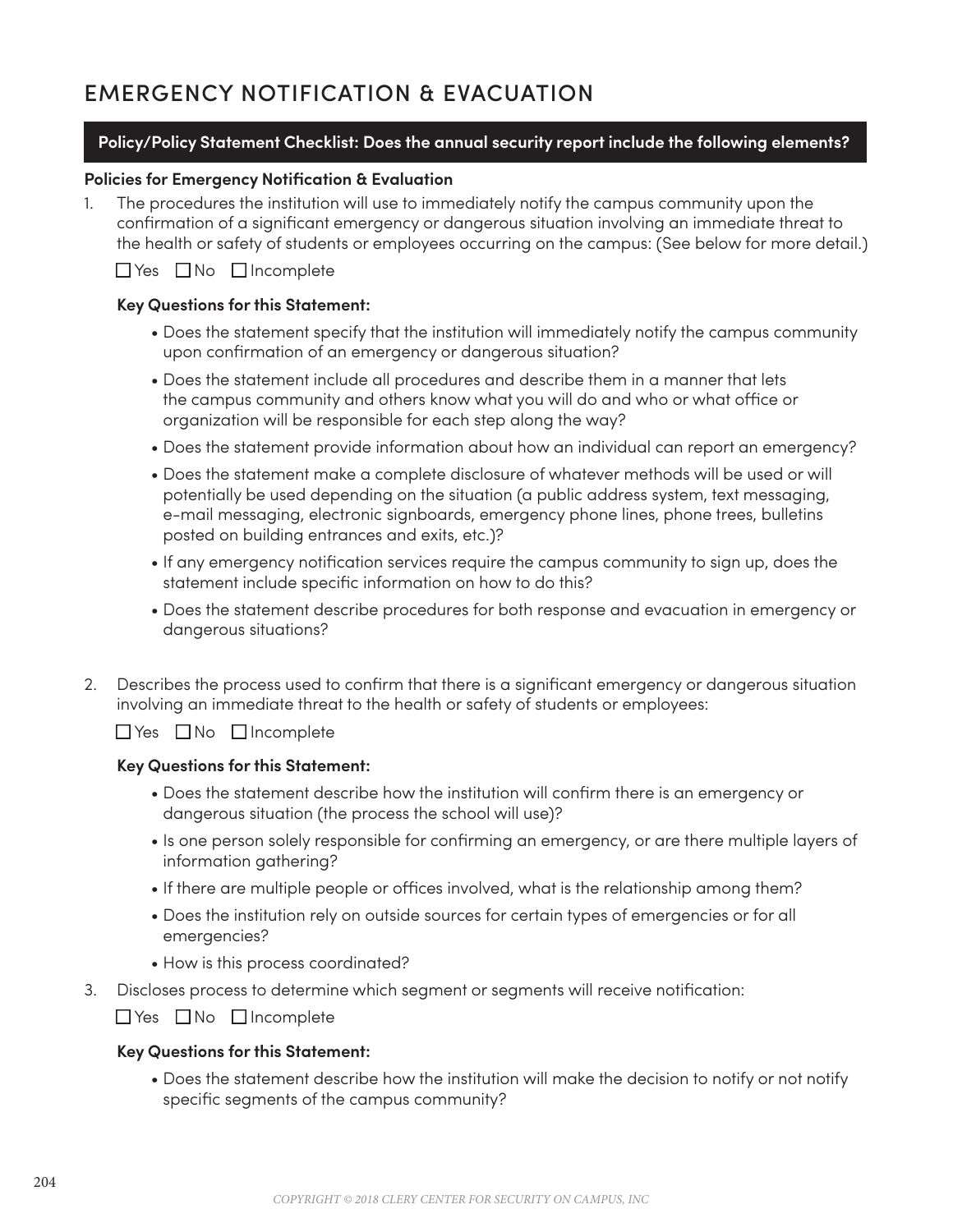# EMERGENCY NOTIFICATION & EVACUATION

**Policy/Policy Statement Checklist: Does the annual security report include the following elements?**

**Policies for Emergency Notification & Evaluation**

1. The procedures the institution will use to immediately notify the campus community upon the confirmation of a significant emergency or dangerous situation involving an immediate threat to the health or safety of students or employees occurring on the campus: (See below for more detail.)

   ☐ Yes ☐ No ☐ Incomplete

   **Key Questions for this Statement:**

   - Does the statement specify that the institution will immediately notify the campus community upon confirmation of an emergency or dangerous situation?
   - Does the statement include all procedures and describe them in a manner that lets the campus community and others know what you will do and who or what office or organization will be responsible for each step along the way?
   - Does the statement provide information about how an individual can report an emergency?
   - Does the statement make a complete disclosure of whatever methods will be used or will potentially be used depending on the situation (a public address system, text messaging, e-mail messaging, electronic signboards, emergency phone lines, phone trees, bulletins posted on building entrances and exits, etc.)?
   - If any emergency notification services require the campus community to sign up, does the statement include specific information on how to do this?
   - Does the statement describe procedures for both response and evacuation in emergency or dangerous situations?

2. Describes the process used to confirm that there is a significant emergency or dangerous situation involving an immediate threat to the health or safety of students or employees:

   ☐ Yes ☐ No ☐ Incomplete

   **Key Questions for this Statement:**

   - Does the statement describe how the institution will confirm there is an emergency or dangerous situation (the process the school will use)?
   - Is one person solely responsible for confirming an emergency, or are there multiple layers of information gathering?
   - If there are multiple people or offices involved, what is the relationship among them?
   - Does the institution rely on outside sources for certain types of emergencies or for all emergencies?
   - How is this process coordinated?

3. Discloses process to determine which segment or segments will receive notification:

   ☐ Yes ☐ No ☐ Incomplete

   **Key Questions for this Statement:**

   - Does the statement describe how the institution will make the decision to notify or not notify specific segments of the campus community?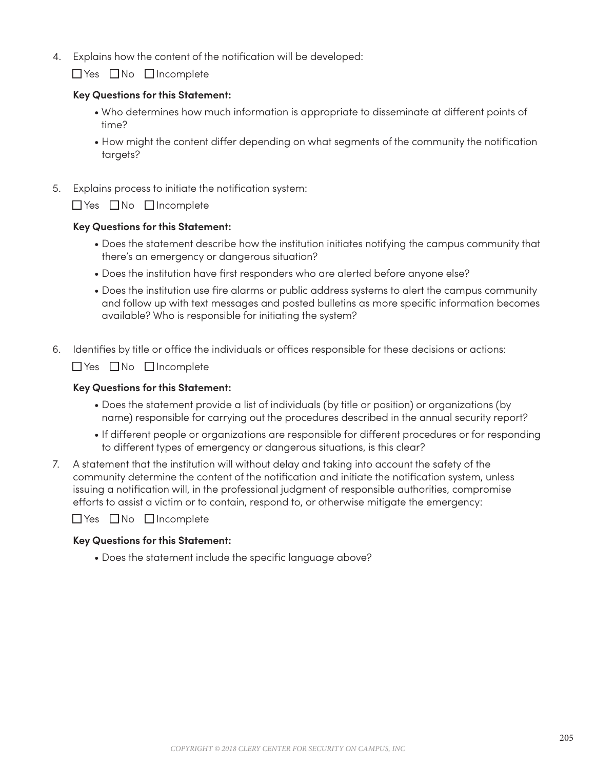4. Explains how the content of the notification will be developed:

   ☐ Yes ☐ No ☐ Incomplete

   **Key Questions for this Statement:**

   - Who determines how much information is appropriate to disseminate at different points of time?
   - How might the content differ depending on what segments of the community the notification targets?

5. Explains process to initiate the notification system:

   ☐ Yes ☐ No ☐ Incomplete

   **Key Questions for this Statement:**

   - Does the statement describe how the institution initiates notifying the campus community that there's an emergency or dangerous situation?
   - Does the institution have first responders who are alerted before anyone else?
   - Does the institution use fire alarms or public address systems to alert the campus community and follow up with text messages and posted bulletins as more specific information becomes available? Who is responsible for initiating the system?

6. Identifies by title or office the individuals or offices responsible for these decisions or actions:

   ☐ Yes ☐ No ☐ Incomplete

   **Key Questions for this Statement:**

   - Does the statement provide a list of individuals (by title or position) or organizations (by name) responsible for carrying out the procedures described in the annual security report?
   - If different people or organizations are responsible for different procedures or for responding to different types of emergency or dangerous situations, is this clear?

7. A statement that the institution will without delay and taking into account the safety of the community determine the content of the notification and initiate the notification system, unless issuing a notification will, in the professional judgment of responsible authorities, compromise efforts to assist a victim or to contain, respond to, or otherwise mitigate the emergency:

   ☐ Yes ☐ No ☐ Incomplete

   **Key Questions for this Statement:**

   - Does the statement include the specific language above?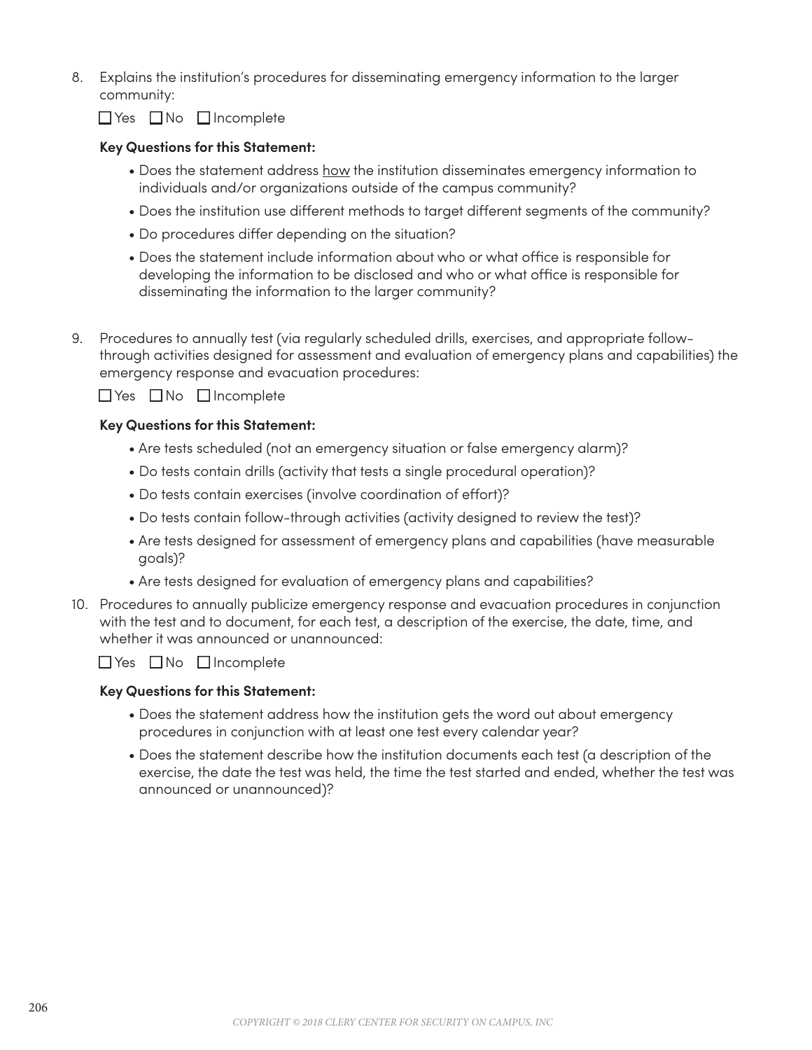8. Explains the institution's procedures for disseminating emergency information to the larger community:

   ☐ Yes ☐ No ☐ Incomplete

   **Key Questions for this Statement:**

   - Does the statement address <u>how</u> the institution disseminates emergency information to individuals and/or organizations outside of the campus community?
   - Does the institution use different methods to target different segments of the community?
   - Do procedures differ depending on the situation?
   - Does the statement include information about who or what office is responsible for developing the information to be disclosed and who or what office is responsible for disseminating the information to the larger community?

9. Procedures to annually test (via regularly scheduled drills, exercises, and appropriate follow-through activities designed for assessment and evaluation of emergency plans and capabilities) the emergency response and evacuation procedures:

   ☐ Yes ☐ No ☐ Incomplete

   **Key Questions for this Statement:**

   - Are tests scheduled (not an emergency situation or false emergency alarm)?
   - Do tests contain drills (activity that tests a single procedural operation)?
   - Do tests contain exercises (involve coordination of effort)?
   - Do tests contain follow-through activities (activity designed to review the test)?
   - Are tests designed for assessment of emergency plans and capabilities (have measurable goals)?
   - Are tests designed for evaluation of emergency plans and capabilities?

10. Procedures to annually publicize emergency response and evacuation procedures in conjunction with the test and to document, for each test, a description of the exercise, the date, time, and whether it was announced or unannounced:

    ☐ Yes ☐ No ☐ Incomplete

    **Key Questions for this Statement:**

    - Does the statement address how the institution gets the word out about emergency procedures in conjunction with at least one test every calendar year?
    - Does the statement describe how the institution documents each test (a description of the exercise, the date the test was held, the time the test started and ended, whether the test was announced or unannounced)?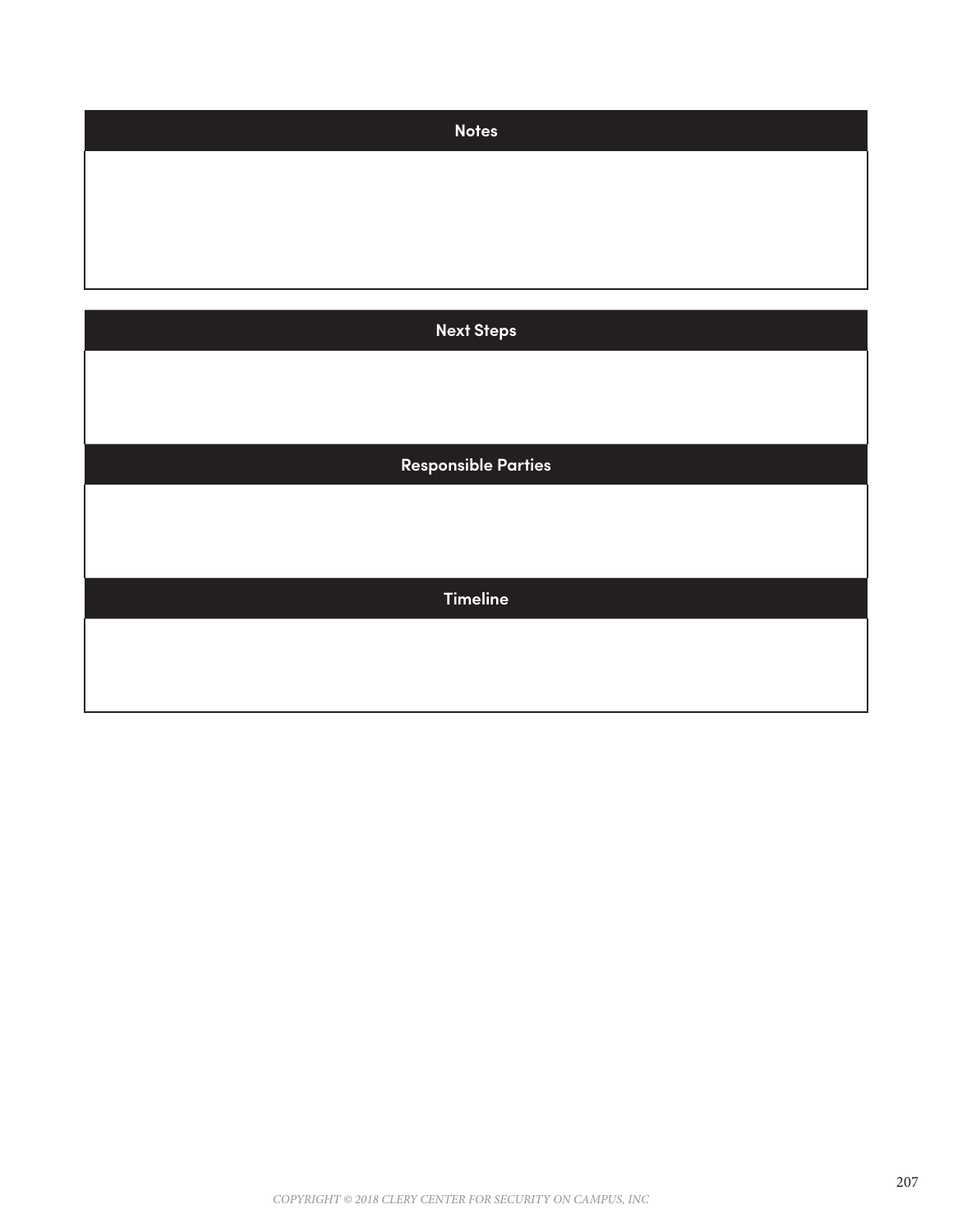| Notes |
| --- |
| |

| Next Steps |
| --- |
| |
| **Responsible Parties** |
| |
| **Timeline** |
| |

COPYRIGHT © 2018 CLERY CENTER FOR SECURITY ON CAMPUS, INC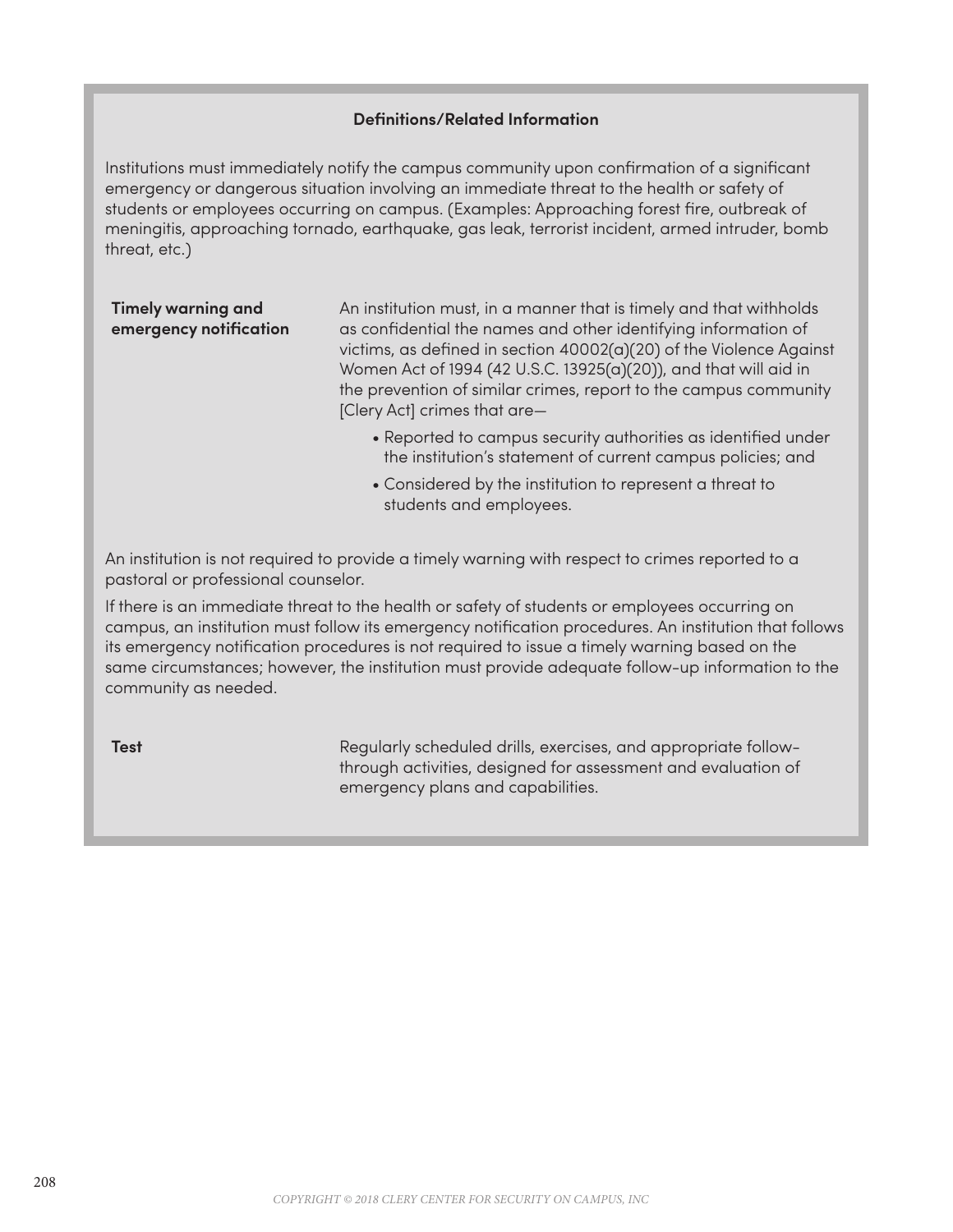### Definitions/Related Information

Institutions must immediately notify the campus community upon confirmation of a significant emergency or dangerous situation involving an immediate threat to the health or safety of students or employees occurring on campus. (Examples: Approaching forest fire, outbreak of meningitis, approaching tornado, earthquake, gas leak, terrorist incident, armed intruder, bomb threat, etc.)

**Timely warning and emergency notification**

An institution must, in a manner that is timely and that withholds as confidential the names and other identifying information of victims, as defined in section 40002(a)(20) of the Violence Against Women Act of 1994 (42 U.S.C. 13925(a)(20)), and that will aid in the prevention of similar crimes, report to the campus community [Clery Act] crimes that are—

- Reported to campus security authorities as identified under the institution's statement of current campus policies; and
- Considered by the institution to represent a threat to students and employees.

An institution is not required to provide a timely warning with respect to crimes reported to a pastoral or professional counselor.

If there is an immediate threat to the health or safety of students or employees occurring on campus, an institution must follow its emergency notification procedures. An institution that follows its emergency notification procedures is not required to issue a timely warning based on the same circumstances; however, the institution must provide adequate follow-up information to the community as needed.

**Test**

Regularly scheduled drills, exercises, and appropriate follow-through activities, designed for assessment and evaluation of emergency plans and capabilities.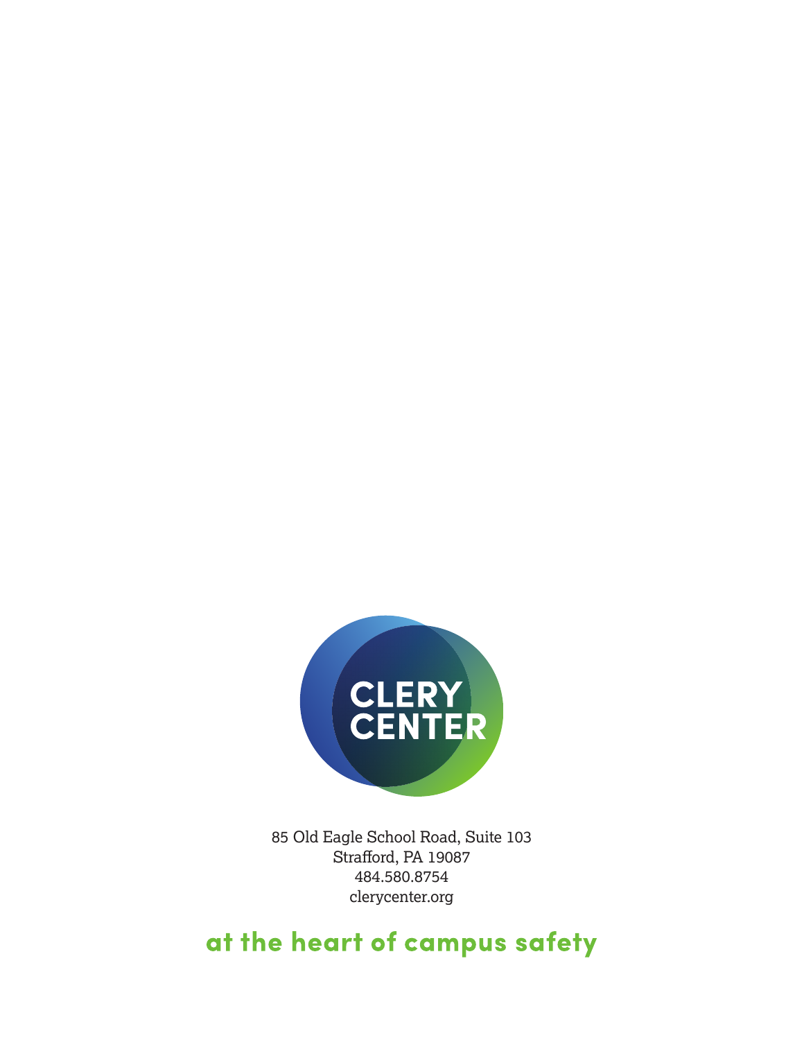CLERY CENTER

85 Old Eagle School Road, Suite 103
Strafford, PA 19087
484.580.8754
clerycenter.org

**at the heart of campus safety**